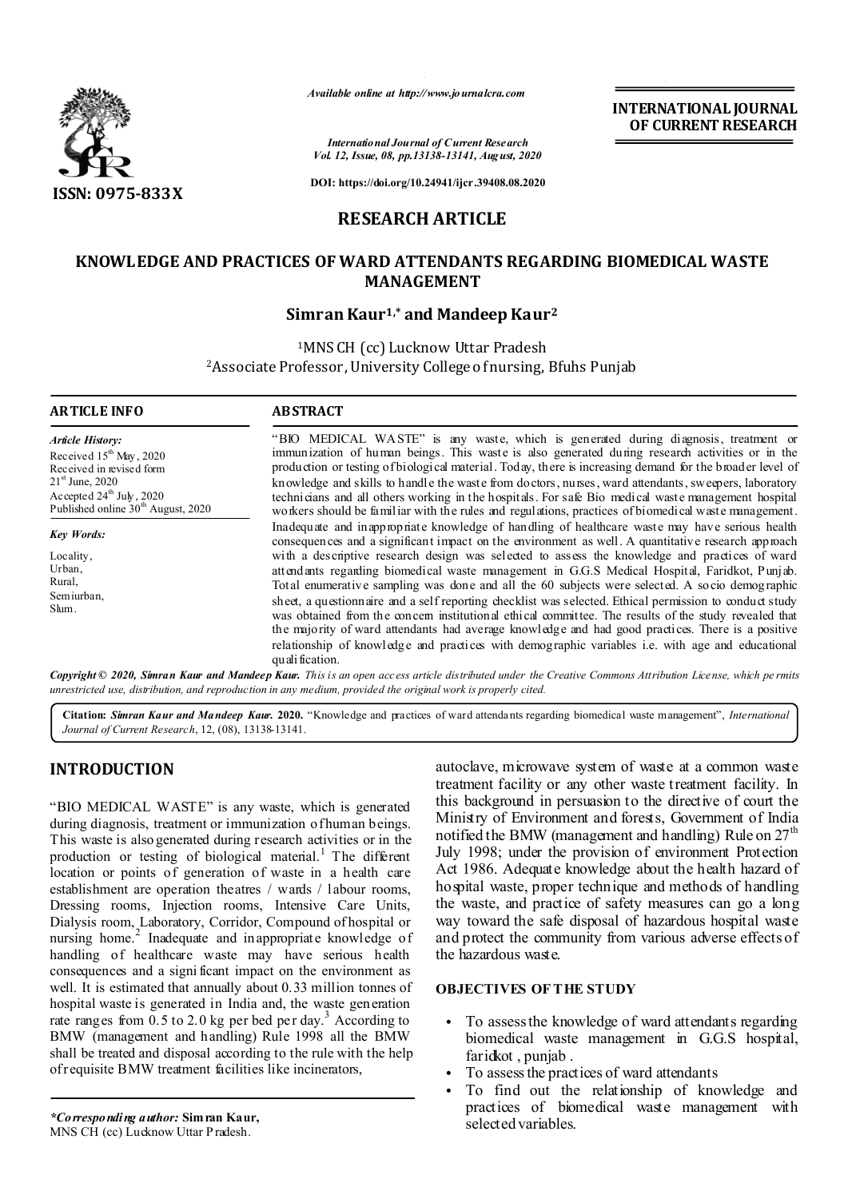*Available online at http://www.journalcra.com*

*International Journal of Current Research*
*Vol. 12, Issue, 08, pp.13138-13141, August, 2020*

**DOI: https://doi.org/10.24941/ijcr.39408.08.2020**

**INTERNATIONAL JOURNAL OF CURRENT RESEARCH**

**ISSN: 0975-833X**

## RESEARCH ARTICLE

# KNOWLEDGE AND PRACTICES OF WARD ATTENDANTS REGARDING BIOMEDICAL WASTE MANAGEMENT

**Simran Kaur[1,*] and Mandeep Kaur[2]**

[1]MNS CH (cc) Lucknow Uttar Pradesh
[2]Associate Professor, University College of nursing, Bfuhs Punjab

### ARTICLE INFO

*Article History:*
Received 15th May, 2020
Received in revised form 21st June, 2020
Accepted 24th July, 2020
Published online 30th August, 2020

*Key Words:*
Locality,
Urban,
Rural,
Semiurban,
Slum.

### ABSTRACT

"BIO MEDICAL WASTE" is any waste, which is generated during diagnosis, treatment or immunization of human beings. This waste is also generated during research activities or in the production or testing of biological material. Today, there is increasing demand for the broader level of knowledge and skills to handle the waste from doctors, nurses, ward attendants, sweepers, laboratory technicians and all others working in the hospitals. For safe Bio medical waste management hospital workers should be familiar with the rules and regulations, practices of biomedical waste management. Inadequate and inappropriate knowledge of handling of healthcare waste may have serious health consequences and a significant impact on the environment as well. A quantitative research approach with a descriptive research design was selected to assess the knowledge and practices of ward attendants regarding biomedical waste management in G.G.S Medical Hospital, Faridkot, Punjab. Total enumerative sampling was done and all the 60 subjects were selected. A socio demographic sheet, a questionnaire and a self reporting checklist was selected. Ethical permission to conduct study was obtained from the concern institutional ethical committee. The results of the study revealed that the majority of ward attendants had average knowledge and had good practices. There is a positive relationship of knowledge and practices with demographic variables i.e. with age and educational qualification.

***Copyright © 2020, Simran Kaur and Mandeep Kaur.*** *This is an open access article distributed under the Creative Commons Attribution License, which permits unrestricted use, distribution, and reproduction in any medium, provided the original work is properly cited.*

**Citation:** ***Simran Kaur and Mandeep Kaur.* 2020.** "Knowledge and practices of ward attendants regarding biomedical waste management", *International Journal of Current Research*, 12, (08), 13138-13141.

## INTRODUCTION

"BIO MEDICAL WASTE" is any waste, which is generated during diagnosis, treatment or immunization of human beings. This waste is also generated during research activities or in the production or testing of biological material.[1] The different location or points of generation of waste in a health care establishment are operation theatres / wards / labour rooms, Dressing rooms, Injection rooms, Intensive Care Units, Dialysis room, Laboratory, Corridor, Compound of hospital or nursing home.[2] Inadequate and inappropriate knowledge of handling of healthcare waste may have serious health consequences and a significant impact on the environment as well. It is estimated that annually about 0.33 million tonnes of hospital waste is generated in India and, the waste generation rate ranges from 0.5 to 2.0 kg per bed per day.[3] According to BMW (management and handling) Rule 1998 all the BMW shall be treated and disposal according to the rule with the help of requisite BMW treatment facilities like incinerators, autoclave, microwave system of waste at a common waste treatment facility or any other waste treatment facility. In this background in persuasion to the directive of court the Ministry of Environment and forests, Government of India notified the BMW (management and handling) Rule on 27th July 1998; under the provision of environment Protection Act 1986. Adequate knowledge about the health hazard of hospital waste, proper technique and methods of handling the waste, and practice of safety measures can go a long way toward the safe disposal of hazardous hospital waste and protect the community from various adverse effects of the hazardous waste.

### OBJECTIVES OF THE STUDY

- To assess the knowledge of ward attendants regarding biomedical waste management in G.G.S hospital, faridkot , punjab .
- To assess the practices of ward attendants
- To find out the relationship of knowledge and practices of biomedical waste management with selected variables.

*\*Corresponding author:* **Simran Kaur,**
MNS CH (cc) Lucknow Uttar Pradesh.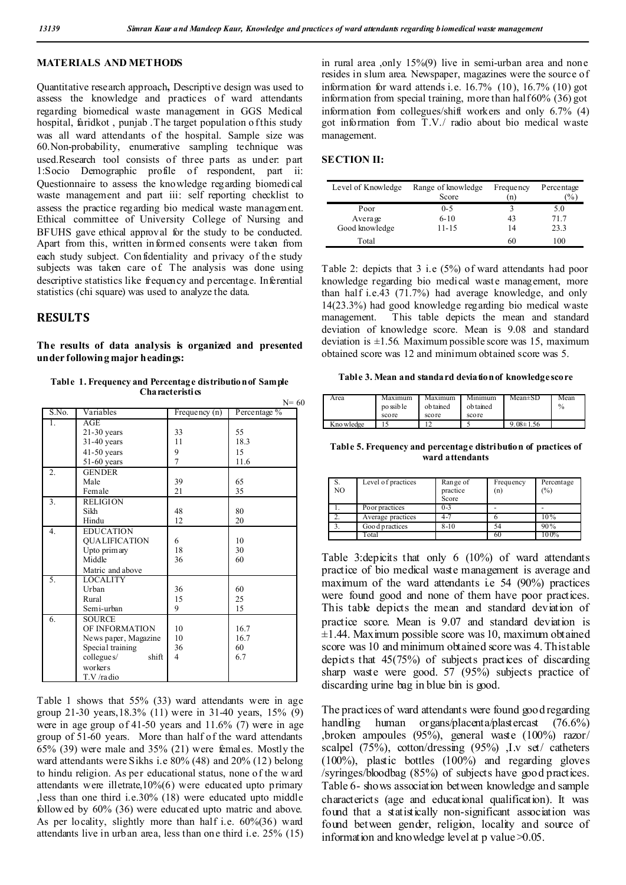## MATERIALS AND METHODS

Quantitative research approach**,** Descriptive design was used to assess the knowledge and practices of ward attendants regarding biomedical waste management in GGS Medical hospital, faridkot , punjab .The target population of this study was all ward attendants of the hospital. Sample size was 60.Non-probability, enumerative sampling technique was used.Research tool consists of three parts as under: part 1:Socio Demographic profile of respondent, part ii: Questionnaire to assess the knowledge regarding biomedical waste management and part iii: self reporting checklist to assess the practice regarding bio medical waste management. Ethical committee of University College of Nursing and BFUHS gave ethical approval for the study to be conducted. Apart from this, written informed consents were taken from each study subject. Confidentiality and privacy of the study subjects was taken care of. The analysis was done using descriptive statistics like frequency and percentage. Inferential statistics (chi square) was used to analyze the data.

## RESULTS

**The results of data analysis is organized and presented under following major headings:**

**Table 1. Frequency and Percentage distribution of Sample Characteristics**

N= 60

| S.No. | Variables | Frequency (n) | Percentage % |
|---|---|---|---|
| 1. | AGE | | |
| | 21-30 years | 33 | 55 |
| | 31-40 years | 11 | 18.3 |
| | 41-50 years | 9 | 15 |
| | 51-60 years | 7 | 11.6 |
| 2. | GENDER | | |
| | Male | 39 | 65 |
| | Female | 21 | 35 |
| 3. | RELIGION | | |
| | Sikh | 48 | 80 |
| | Hindu | 12 | 20 |
| 4. | EDUCATION QUALIFICATION | | |
| | Upto primary | 6 | 10 |
| | Middle | 18 | 30 |
| | Matric and above | 36 | 60 |
| 5. | LOCALITY | | |
| | Urban | 36 | 60 |
| | Rural | 15 | 25 |
| | Semi-urban | 9 | 15 |
| 6. | SOURCE OF INFORMATION | | |
| | News paper, Magazine | 10 | 16.7 |
| | Special training | 10 | 16.7 |
| | collegues/ shift workers | 36 | 60 |
| | T.V /radio | 4 | 6.7 |

Table 1 shows that 55% (33) ward attendants were in age group 21-30 years,18.3% (11) were in 31-40 years, 15% (9) were in age group of 41-50 years and 11.6% (7) were in age group of 51-60 years. More than half of the ward attendants 65% (39) were male and 35% (21) were females. Mostly the ward attendants were Sikhs i.e 80% (48) and 20% (12) belong to hindu religion. As per educational status, none of the ward attendants were illetrate,10%(6) were educated upto primary ,less than one third i.e.30% (18) were educated upto middle followed by 60% (36) were educated upto matric and above. As per locality, slightly more than half i.e. 60%(36) ward attendants live in urban area, less than one third i.e. 25% (15) in rural area ,only 15%(9) live in semi-urban area and none resides in slum area. Newspaper, magazines were the source of information for ward attends i.e. 16.7% (10), 16.7% (10) got information from special training, more than half 60% (36) got information from collegues/shift workers and only 6.7% (4) got information from T.V./ radio about bio medical waste management.

### SECTION II:

| Level of Knowledge | Range of knowledge Score | Frequency (n) | Percentage (%) |
|---|---|---|---|
| Poor | 0-5 | 3 | 5.0 |
| Average | 6-10 | 43 | 71.7 |
| Good knowledge | 11-15 | 14 | 23.3 |
| Total | | 60 | 100 |

Table 2: depicts that 3 i.e (5%) of ward attendants had poor knowledge regarding bio medical waste management, more than half i.e.43 (71.7%) had average knowledge, and only 14(23.3%) had good knowledge regarding bio medical waste management. This table depicts the mean and standard deviation of knowledge score. Mean is 9.08 and standard deviation is ±1.56. Maximum possible score was 15, maximum obtained score was 12 and minimum obtained score was 5.

**Table 3. Mean and standard deviation of knowledge score**

| Area | Maximum possible score | Maximum obtained score | Minimum obtained score | Mean±SD | Mean % |
|---|---|---|---|---|---|
| Knowledge | 15 | 12 | 5 | 9.08±1.56 | |

**Table 5. Frequency and percentage distribution of practices of ward attendants**

| S. NO | Level of practices | Range of practice Score | Frequency (n) | Percentage (%) |
|---|---|---|---|---|
| 1. | Poor practices | 0-3 | - | - |
| 2. | Average practices | 4-7 | 6 | 10% |
| 3. | Good practices | 8-10 | 54 | 90% |
| | Total | | 60 | 100% |

Table 3:depicits that only 6 (10%) of ward attendants practice of bio medical waste management is average and maximum of the ward attendants i.e 54 (90%) practices were found good and none of them have poor practices. This table depicts the mean and standard deviation of practice score. Mean is 9.07 and standard deviation is ±1.44. Maximum possible score was 10, maximum obtained score was 10 and minimum obtained score was 4. This table depicts that 45(75%) of subjects practices of discarding sharp waste were good. 57 (95%) subjects practice of discarding urine bag in blue bin is good.

The practices of ward attendants were found good regarding handling human organs/placenta/plastercast (76.6%) ,broken ampoules (95%), general waste (100%) razor/ scalpel (75%), cotton/dressing (95%) ,I.v set/ catheters (100%), plastic bottles (100%) and regarding gloves /syringes/bloodbag (85%) of subjects have good practices. Table 6- shows association between knowledge and sample charactericts (age and educational qualification). It was found that a statistically non-significant association was found between gender, religion, locality and source of information and knowledge level at p value >0.05.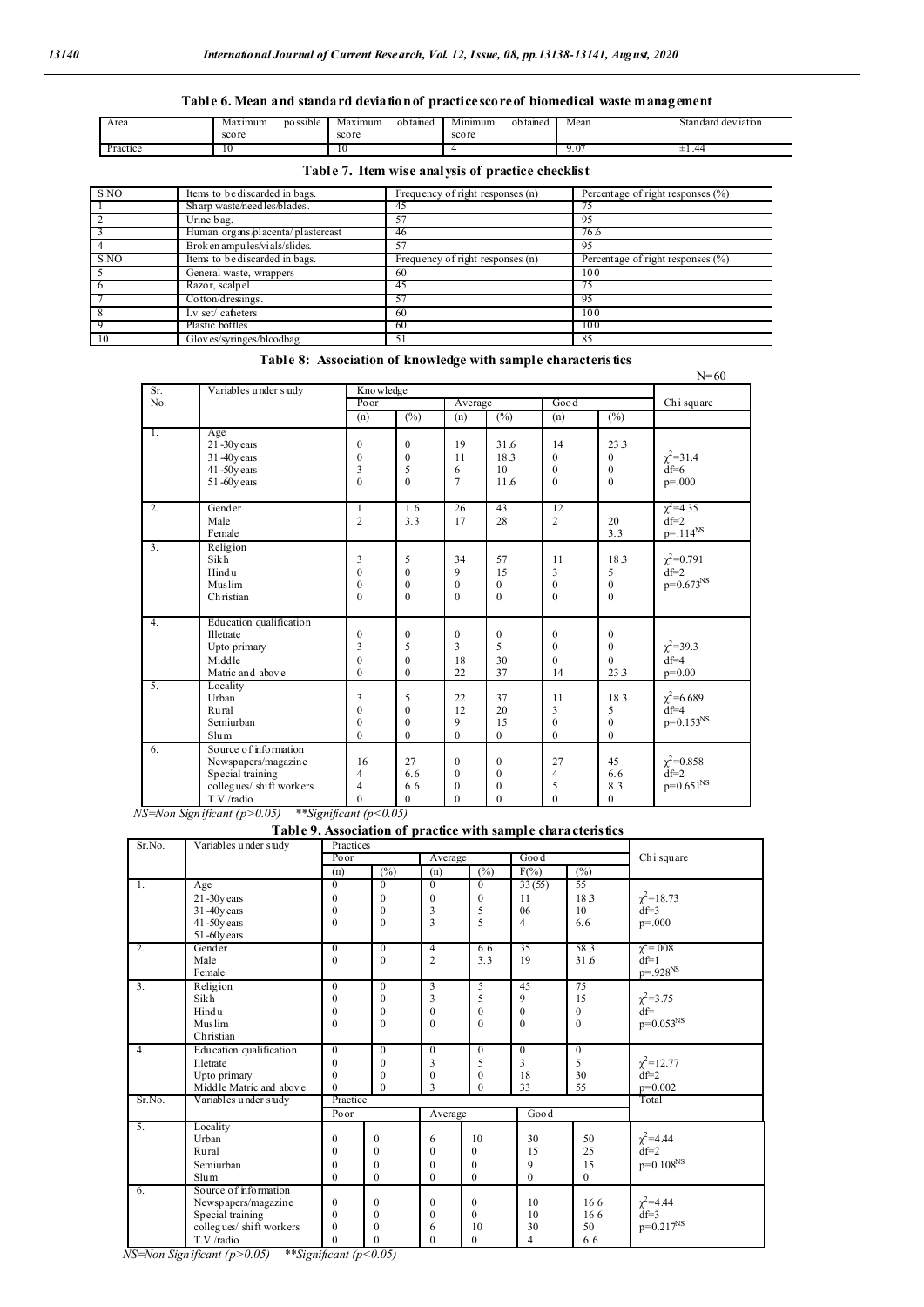**Table 6. Mean and standard deviation of practice score of biomedical waste management**

| Area | Maximum possible score | Maximum obtained score | Minimum obtained score | Mean | Standard deviation |
|---|---|---|---|---|---|
| Practice | 10 | 10 | 4 | 9.07 | ±1.44 |

**Table 7. Item wise analysis of practice checklist**

| S.NO | Items to be discarded in bags. | Frequency of right responses (n) | Percentage of right responses (%) |
|---|---|---|---|
| 1 | Sharp waste/needles/blades. | 45 | 75 |
| 2 | Urine bag. | 57 | 95 |
| 3 | Human organs/placenta/ plastercast | 46 | 76.6 |
| 4 | Broken ampules/vials/slides. | 57 | 95 |
| S.NO | Items to be discarded in bags. | Frequency of right responses (n) | Percentage of right responses (%) |
| 5 | General waste, wrappers | 60 | 100 |
| 6 | Razor, scalpel | 45 | 75 |
| 7 | Cotton/dressings. | 57 | 95 |
| 8 | I.v set/ catheters | 60 | 100 |
| 9 | Plastic bottles. | 60 | 100 |
| 10 | Gloves/syringes/bloodbag | 51 | 85 |

**Table 8: Association of knowledge with sample characteristics**

N=60

| Sr. No. | Variables under study | Knowledge | | | | | | Chi square |
|---|---|---|---|---|---|---|---|---|
| | | Poor | | Average | | Good | | |
| | | (n) | (%) | (n) | (%) | (n) | (%) | |
| 1. | Age | | | | | | | |
| | 21-30years | 0 | 0 | 19 | 31.6 | 14 | 23.3 | |
| | 31-40years | 0 | 0 | 11 | 18.3 | 0 | 0 | $\chi^2$=31.4 df=6 p=.000 |
| | 41-50years | 3 | 5 | 6 | 10 | 0 | 0 | |
| | 51-60years | 0 | 0 | 7 | 11.6 | 0 | 0 | |
| 2. | Gender | 1 | 1.6 | 26 | 43 | 12 | | $\chi^2$=4.35 |
| | Male | 2 | 3.3 | 17 | 28 | 2 | 20 | df=2 |
| | Female | | | | | | 3.3 | p=.114[NS] |
| 3. | Religion | | | | | | | |
| | Sikh | 3 | 5 | 34 | 57 | 11 | 18.3 | $\chi^2$=0.791 |
| | Hindu | 0 | 0 | 9 | 15 | 3 | 5 | df=2 |
| | Muslim | 0 | 0 | 0 | 0 | 0 | 0 | p=0.673[NS] |
| | Christian | 0 | 0 | 0 | 0 | 0 | 0 | |
| 4. | Education qualification | | | | | | | |
| | Illetrate | 0 | 0 | 0 | 0 | 0 | 0 | |
| | Upto primary | 3 | 5 | 3 | 5 | 0 | 0 | $\chi^2$=39.3 |
| | Middle | 0 | 0 | 18 | 30 | 0 | 0 | df=4 |
| | Matric and above | 0 | 0 | 22 | 37 | 14 | 23.3 | p=0.00 |
| 5. | Locality | | | | | | | |
| | Urban | 3 | 5 | 22 | 37 | 11 | 18.3 | $\chi^2$=6.689 |
| | Rural | 0 | 0 | 12 | 20 | 3 | 5 | df=4 |
| | Semiurban | 0 | 0 | 9 | 15 | 0 | 0 | p=0.153[NS] |
| | Slum | 0 | 0 | 0 | 0 | 0 | 0 | |
| 6. | Source of information | | | | | | | |
| | Newspapers/magazine | 16 | 27 | 0 | 0 | 27 | 45 | $\chi^2$=0.858 |
| | Special training | 4 | 6.6 | 0 | 0 | 4 | 6.6 | df=2 |
| | collegues/ shift workers | 4 | 6.6 | 0 | 0 | 5 | 8.3 | p=0.651[NS] |
| | T.V /radio | 0 | 0 | 0 | 0 | 0 | 0 | |

*NS=Non Significant (p>0.05) \*\*Significant (p<0.05)*

**Table 9. Association of practice with sample characteristics**

| Sr.No. | Variables under study | Practices | | | | | | Chi square |
|---|---|---|---|---|---|---|---|---|
| | | Poor | | Average | | Good | | |
| | | (n) | (%) | (n) | (%) | F(%) | (%) | |
| 1. | Age | 0 | 0 | 0 | 0 | 33 (55) | 55 | |
| | 21-30years | 0 | 0 | 0 | 0 | 11 | 18.3 | $\chi^2$=18.73 |
| | 31-40years | 0 | 0 | 3 | 5 | 06 | 10 | df=3 |
| | 41-50years | 0 | 0 | 3 | 5 | 4 | 6.6 | p=.000 |
| | 51-60years | | | | | | | |
| 2. | Gender | 0 | 0 | 4 | 6.6 | 35 | 58.3 | $\chi^2$=.008 |
| | Male | 0 | 0 | 2 | 3.3 | 19 | 31.6 | df=1 |
| | Female | | | | | | | p=.928[NS] |
| 3. | Religion | 0 | 0 | 3 | 5 | 45 | 75 | |
| | Sikh | 0 | 0 | 3 | 5 | 9 | 15 | $\chi^2$=3.75 |
| | Hindu | 0 | 0 | 0 | 0 | 0 | 0 | df= |
| | Muslim | 0 | 0 | 0 | 0 | 0 | 0 | p=0.053[NS] |
| | Christian | | | | | | | |
| 4. | Education qualification | 0 | 0 | 0 | 0 | 0 | 0 | |
| | Illetrate | 0 | 0 | 3 | 5 | 3 | 5 | $\chi^2$=12.77 |
| | Upto primary | 0 | 0 | 0 | 0 | 18 | 30 | df=2 |
| | Middle Matric and above | 0 | 0 | 3 | 0 | 33 | 55 | p=0.002 |
| Sr.No. | Variables under study | Practice | | | | | | Total |
| | | Poor | | Average | | Good | | |
| 5. | Locality | | | | | | | |
| | Urban | 0 | 0 | 6 | 10 | 30 | 50 | $\chi^2$=4.44 |
| | Rural | 0 | 0 | 0 | 0 | 15 | 25 | df=2 |
| | Semiurban | 0 | 0 | 0 | 0 | 9 | 15 | p=0.108[NS] |
| | Slum | 0 | 0 | 0 | 0 | 0 | 0 | |
| 6. | Source of information | | | | | | | |
| | Newspapers/magazine | 0 | 0 | 0 | 0 | 10 | 16.6 | $\chi^2$=4.44 |
| | Special training | 0 | 0 | 0 | 0 | 10 | 16.6 | df=3 |
| | collegues/ shift workers | 0 | 0 | 6 | 10 | 30 | 50 | p=0.217[NS] |
| | T.V /radio | 0 | 0 | 0 | 0 | 4 | 6.6 | |

*NS=Non Significant (p>0.05) \*\*Significant (p<0.05)*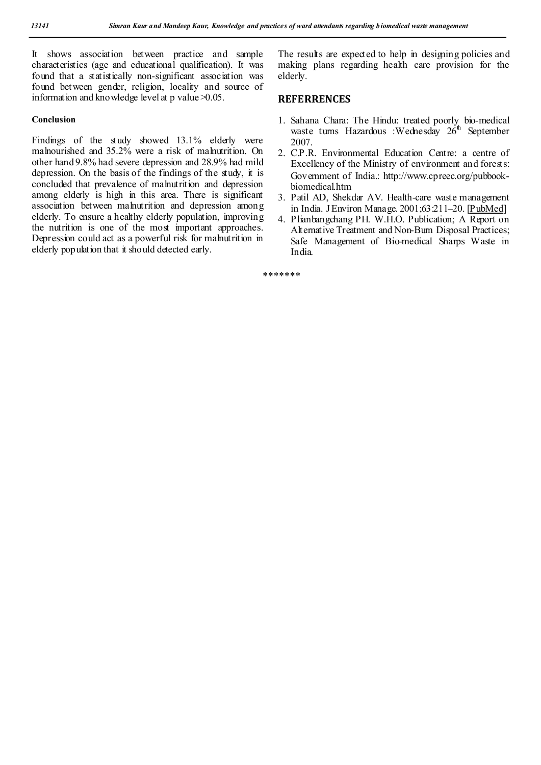It shows association between practice and sample characteristics (age and educational qualification). It was found that a statistically non-significant association was found between gender, religion, locality and source of information and knowledge level at p value >0.05.

### Conclusion

Findings of the study showed 13.1% elderly were malnourished and 35.2% were a risk of malnutrition. On other hand 9.8% had severe depression and 28.9% had mild depression. On the basis of the findings of the study, it is concluded that prevalence of malnutrition and depression among elderly is high in this area. There is significant association between malnutrition and depression among elderly. To ensure a healthy elderly population, improving the nutrition is one of the most important approaches. Depression could act as a powerful risk for malnutrition in elderly population that it should detected early.

The results are expected to help in designing policies and making plans regarding health care provision for the elderly.

## REFERRENCES

1. Sahana Chara: The Hindu: treated poorly bio-medical waste turns Hazardous :Wednesday 26th September 2007.
2. C.P.R. Environmental Education Centre: a centre of Excellency of the Ministry of environment and forests: Government of India.: http://www.cpreec.org/pubbook-biomedical.htm
3. Patil AD, Shekdar AV. Health-care waste management in India. J Environ Manage. 2001;63:211–20. [PubMed]
4. Plianbangchang PH. W.H.O. Publication; A Report on Alternative Treatment and Non-Burn Disposal Practices; Safe Management of Bio-medical Sharps Waste in India.

*******